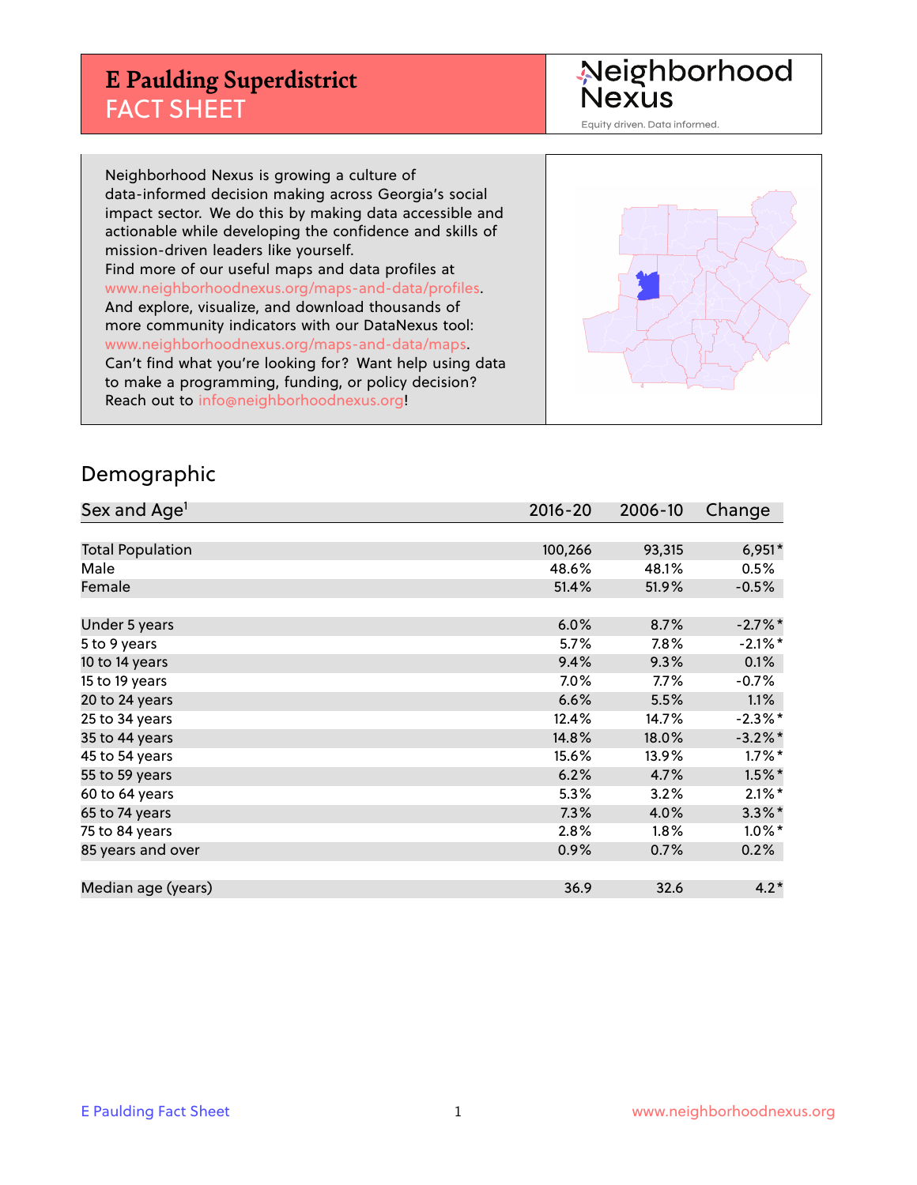# E Paulding Superdistrict
## FACT SHEET

Neighborhood Nexus

Equity driven. Data informed.

Neighborhood Nexus is growing a culture of data-informed decision making across Georgia's social impact sector. We do this by making data accessible and actionable while developing the confidence and skills of mission-driven leaders like yourself.
Find more of our useful maps and data profiles at www.neighborhoodnexus.org/maps-and-data/profiles.
And explore, visualize, and download thousands of more community indicators with our DataNexus tool: www.neighborhoodnexus.org/maps-and-data/maps.
Can't find what you're looking for? Want help using data to make a programming, funding, or policy decision? Reach out to info@neighborhoodnexus.org!

## Demographic

| Sex and Age[1] | 2016-20 | 2006-10 | Change |
|---|---|---|---|
| Total Population | 100,266 | 93,315 | 6,951* |
| Male | 48.6% | 48.1% | 0.5% |
| Female | 51.4% | 51.9% | -0.5% |
| Under 5 years | 6.0% | 8.7% | -2.7%* |
| 5 to 9 years | 5.7% | 7.8% | -2.1%* |
| 10 to 14 years | 9.4% | 9.3% | 0.1% |
| 15 to 19 years | 7.0% | 7.7% | -0.7% |
| 20 to 24 years | 6.6% | 5.5% | 1.1% |
| 25 to 34 years | 12.4% | 14.7% | -2.3%* |
| 35 to 44 years | 14.8% | 18.0% | -3.2%* |
| 45 to 54 years | 15.6% | 13.9% | 1.7%* |
| 55 to 59 years | 6.2% | 4.7% | 1.5%* |
| 60 to 64 years | 5.3% | 3.2% | 2.1%* |
| 65 to 74 years | 7.3% | 4.0% | 3.3%* |
| 75 to 84 years | 2.8% | 1.8% | 1.0%* |
| 85 years and over | 0.9% | 0.7% | 0.2% |
| Median age (years) | 36.9 | 32.6 | 4.2* |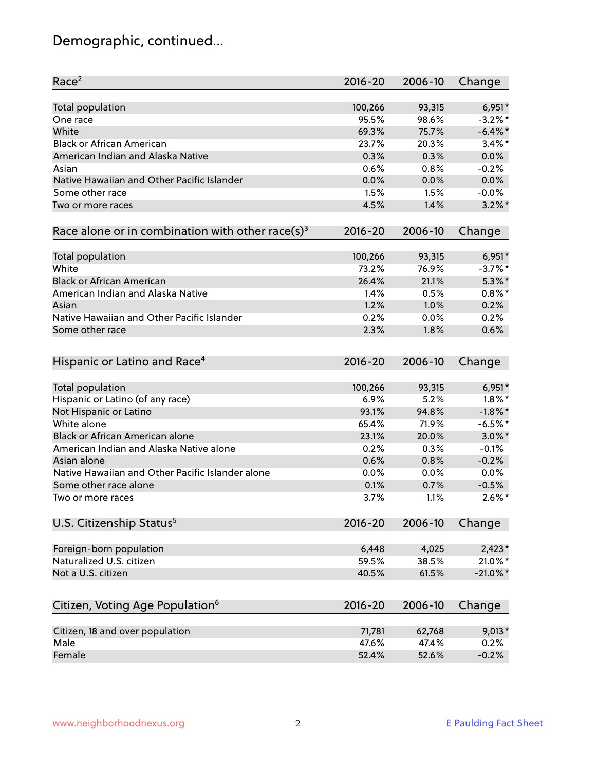# Demographic, continued...

| Race[2] | 2016-20 | 2006-10 | Change |
|---|---|---|---|
| Total population | 100,266 | 93,315 | 6,951* |
| One race | 95.5% | 98.6% | -3.2%* |
| White | 69.3% | 75.7% | -6.4%* |
| Black or African American | 23.7% | 20.3% | 3.4%* |
| American Indian and Alaska Native | 0.3% | 0.3% | 0.0% |
| Asian | 0.6% | 0.8% | -0.2% |
| Native Hawaiian and Other Pacific Islander | 0.0% | 0.0% | 0.0% |
| Some other race | 1.5% | 1.5% | -0.0% |
| Two or more races | 4.5% | 1.4% | 3.2%* |

| Race alone or in combination with other race(s)[3] | 2016-20 | 2006-10 | Change |
|---|---|---|---|
| Total population | 100,266 | 93,315 | 6,951* |
| White | 73.2% | 76.9% | -3.7%* |
| Black or African American | 26.4% | 21.1% | 5.3%* |
| American Indian and Alaska Native | 1.4% | 0.5% | 0.8%* |
| Asian | 1.2% | 1.0% | 0.2% |
| Native Hawaiian and Other Pacific Islander | 0.2% | 0.0% | 0.2% |
| Some other race | 2.3% | 1.8% | 0.6% |

| Hispanic or Latino and Race[4] | 2016-20 | 2006-10 | Change |
|---|---|---|---|
| Total population | 100,266 | 93,315 | 6,951* |
| Hispanic or Latino (of any race) | 6.9% | 5.2% | 1.8%* |
| Not Hispanic or Latino | 93.1% | 94.8% | -1.8%* |
| White alone | 65.4% | 71.9% | -6.5%* |
| Black or African American alone | 23.1% | 20.0% | 3.0%* |
| American Indian and Alaska Native alone | 0.2% | 0.3% | -0.1% |
| Asian alone | 0.6% | 0.8% | -0.2% |
| Native Hawaiian and Other Pacific Islander alone | 0.0% | 0.0% | 0.0% |
| Some other race alone | 0.1% | 0.7% | -0.5% |
| Two or more races | 3.7% | 1.1% | 2.6%* |

| U.S. Citizenship Status[5] | 2016-20 | 2006-10 | Change |
|---|---|---|---|
| Foreign-born population | 6,448 | 4,025 | 2,423* |
| Naturalized U.S. citizen | 59.5% | 38.5% | 21.0%* |
| Not a U.S. citizen | 40.5% | 61.5% | -21.0%* |

| Citizen, Voting Age Population[6] | 2016-20 | 2006-10 | Change |
|---|---|---|---|
| Citizen, 18 and over population | 71,781 | 62,768 | 9,013* |
| Male | 47.6% | 47.4% | 0.2% |
| Female | 52.4% | 52.6% | -0.2% |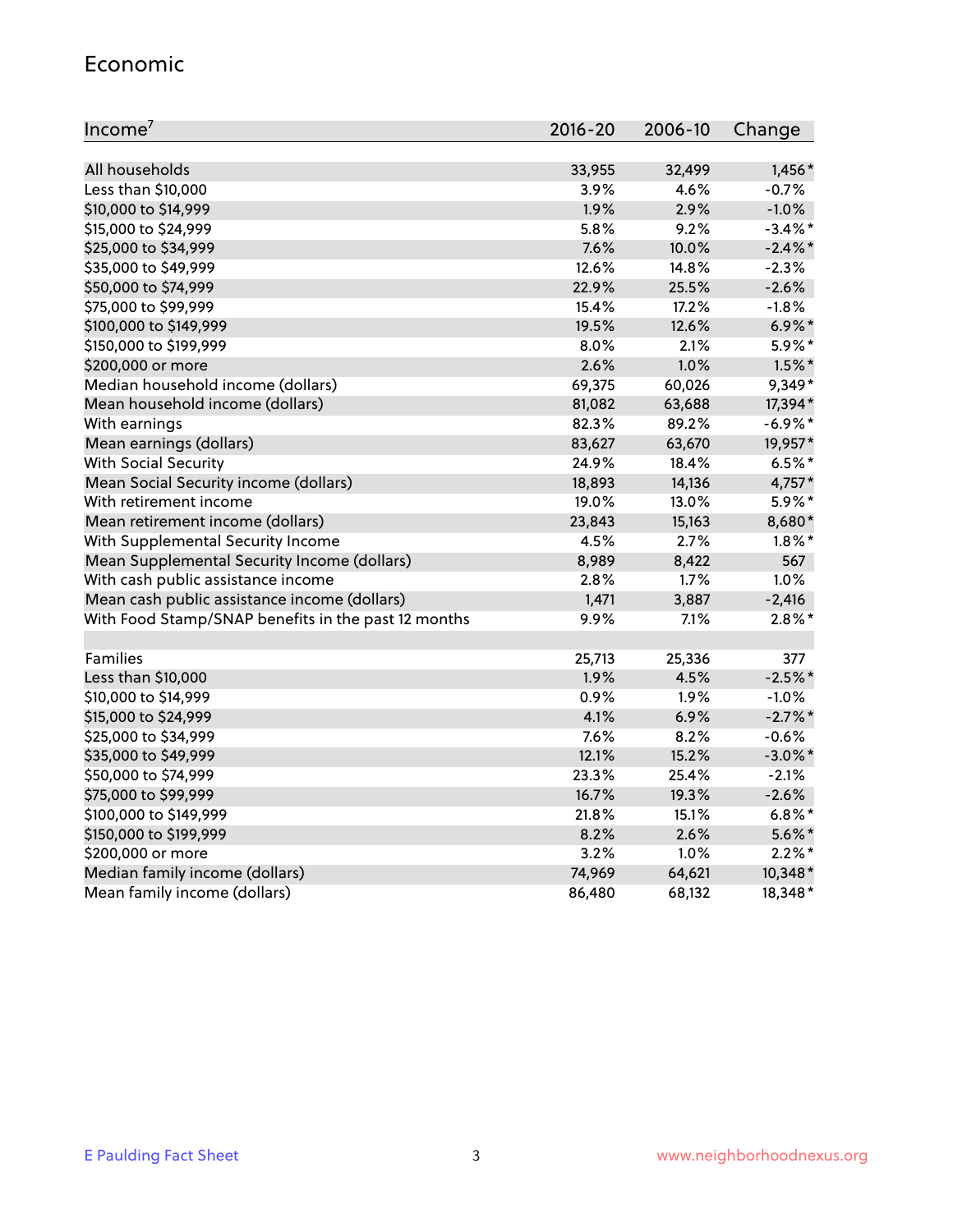## Economic

| Income[7] | 2016-20 | 2006-10 | Change |
|---|---|---|---|
| All households | 33,955 | 32,499 | 1,456* |
| Less than $10,000 | 3.9% | 4.6% | -0.7% |
| $10,000 to $14,999 | 1.9% | 2.9% | -1.0% |
| $15,000 to $24,999 | 5.8% | 9.2% | -3.4%* |
| $25,000 to $34,999 | 7.6% | 10.0% | -2.4%* |
| $35,000 to $49,999 | 12.6% | 14.8% | -2.3% |
| $50,000 to $74,999 | 22.9% | 25.5% | -2.6% |
| $75,000 to $99,999 | 15.4% | 17.2% | -1.8% |
| $100,000 to $149,999 | 19.5% | 12.6% | 6.9%* |
| $150,000 to $199,999 | 8.0% | 2.1% | 5.9%* |
| $200,000 or more | 2.6% | 1.0% | 1.5%* |
| Median household income (dollars) | 69,375 | 60,026 | 9,349* |
| Mean household income (dollars) | 81,082 | 63,688 | 17,394* |
| With earnings | 82.3% | 89.2% | -6.9%* |
| Mean earnings (dollars) | 83,627 | 63,670 | 19,957* |
| With Social Security | 24.9% | 18.4% | 6.5%* |
| Mean Social Security income (dollars) | 18,893 | 14,136 | 4,757* |
| With retirement income | 19.0% | 13.0% | 5.9%* |
| Mean retirement income (dollars) | 23,843 | 15,163 | 8,680* |
| With Supplemental Security Income | 4.5% | 2.7% | 1.8%* |
| Mean Supplemental Security Income (dollars) | 8,989 | 8,422 | 567 |
| With cash public assistance income | 2.8% | 1.7% | 1.0% |
| Mean cash public assistance income (dollars) | 1,471 | 3,887 | -2,416 |
| With Food Stamp/SNAP benefits in the past 12 months | 9.9% | 7.1% | 2.8%* |
| | | | |
| Families | 25,713 | 25,336 | 377 |
| Less than $10,000 | 1.9% | 4.5% | -2.5%* |
| $10,000 to $14,999 | 0.9% | 1.9% | -1.0% |
| $15,000 to $24,999 | 4.1% | 6.9% | -2.7%* |
| $25,000 to $34,999 | 7.6% | 8.2% | -0.6% |
| $35,000 to $49,999 | 12.1% | 15.2% | -3.0%* |
| $50,000 to $74,999 | 23.3% | 25.4% | -2.1% |
| $75,000 to $99,999 | 16.7% | 19.3% | -2.6% |
| $100,000 to $149,999 | 21.8% | 15.1% | 6.8%* |
| $150,000 to $199,999 | 8.2% | 2.6% | 5.6%* |
| $200,000 or more | 3.2% | 1.0% | 2.2%* |
| Median family income (dollars) | 74,969 | 64,621 | 10,348* |
| Mean family income (dollars) | 86,480 | 68,132 | 18,348* |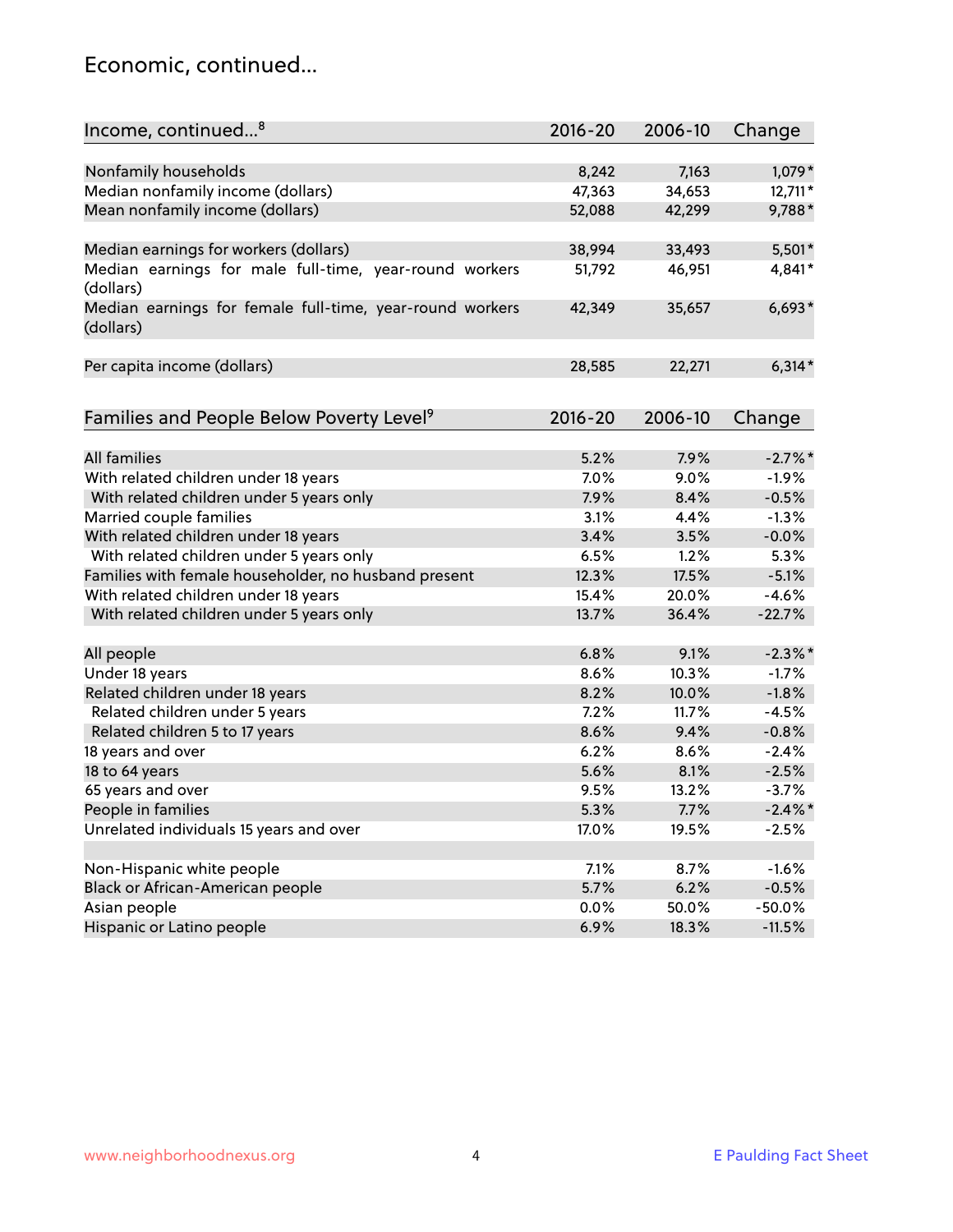## Economic, continued...

| Income, continued...[8] | 2016-20 | 2006-10 | Change |
|---|---|---|---|
| Nonfamily households | 8,242 | 7,163 | 1,079* |
| Median nonfamily income (dollars) | 47,363 | 34,653 | 12,711* |
| Mean nonfamily income (dollars) | 52,088 | 42,299 | 9,788* |
| | | | |
| Median earnings for workers (dollars) | 38,994 | 33,493 | 5,501* |
| Median earnings for male full-time, year-round workers (dollars) | 51,792 | 46,951 | 4,841* |
| Median earnings for female full-time, year-round workers (dollars) | 42,349 | 35,657 | 6,693* |
| | | | |
| Per capita income (dollars) | 28,585 | 22,271 | 6,314* |

| Families and People Below Poverty Level[9] | 2016-20 | 2006-10 | Change |
|---|---|---|---|
| All families | 5.2% | 7.9% | -2.7%* |
| With related children under 18 years | 7.0% | 9.0% | -1.9% |
| With related children under 5 years only | 7.9% | 8.4% | -0.5% |
| Married couple families | 3.1% | 4.4% | -1.3% |
| With related children under 18 years | 3.4% | 3.5% | -0.0% |
| With related children under 5 years only | 6.5% | 1.2% | 5.3% |
| Families with female householder, no husband present | 12.3% | 17.5% | -5.1% |
| With related children under 18 years | 15.4% | 20.0% | -4.6% |
| With related children under 5 years only | 13.7% | 36.4% | -22.7% |
| | | | |
| All people | 6.8% | 9.1% | -2.3%* |
| Under 18 years | 8.6% | 10.3% | -1.7% |
| Related children under 18 years | 8.2% | 10.0% | -1.8% |
| Related children under 5 years | 7.2% | 11.7% | -4.5% |
| Related children 5 to 17 years | 8.6% | 9.4% | -0.8% |
| 18 years and over | 6.2% | 8.6% | -2.4% |
| 18 to 64 years | 5.6% | 8.1% | -2.5% |
| 65 years and over | 9.5% | 13.2% | -3.7% |
| People in families | 5.3% | 7.7% | -2.4%* |
| Unrelated individuals 15 years and over | 17.0% | 19.5% | -2.5% |
| | | | |
| Non-Hispanic white people | 7.1% | 8.7% | -1.6% |
| Black or African-American people | 5.7% | 6.2% | -0.5% |
| Asian people | 0.0% | 50.0% | -50.0% |
| Hispanic or Latino people | 6.9% | 18.3% | -11.5% |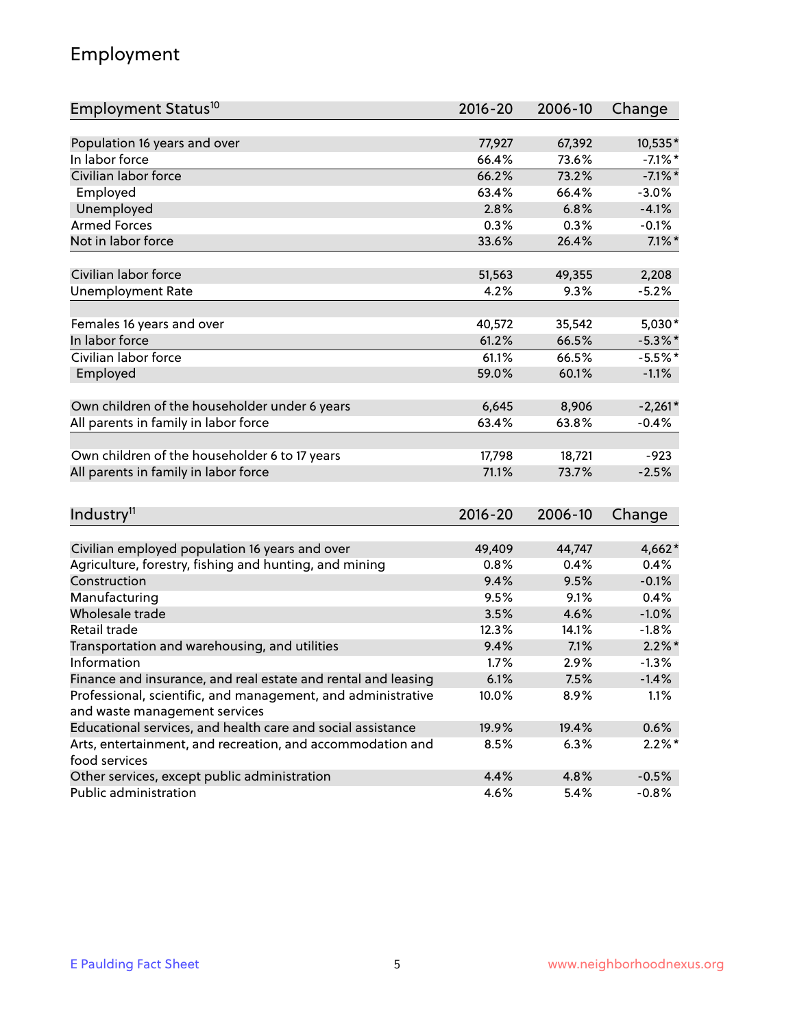## Employment

| Employment Status[10] | 2016-20 | 2006-10 | Change |
|---|---|---|---|
| Population 16 years and over | 77,927 | 67,392 | 10,535* |
| In labor force | 66.4% | 73.6% | -7.1%* |
| Civilian labor force | 66.2% | 73.2% | -7.1%* |
| Employed | 63.4% | 66.4% | -3.0% |
| Unemployed | 2.8% | 6.8% | -4.1% |
| Armed Forces | 0.3% | 0.3% | -0.1% |
| Not in labor force | 33.6% | 26.4% | 7.1%* |
| | | | |
| Civilian labor force | 51,563 | 49,355 | 2,208 |
| Unemployment Rate | 4.2% | 9.3% | -5.2% |
| | | | |
| Females 16 years and over | 40,572 | 35,542 | 5,030* |
| In labor force | 61.2% | 66.5% | -5.3%* |
| Civilian labor force | 61.1% | 66.5% | -5.5%* |
| Employed | 59.0% | 60.1% | -1.1% |
| | | | |
| Own children of the householder under 6 years | 6,645 | 8,906 | -2,261* |
| All parents in family in labor force | 63.4% | 63.8% | -0.4% |
| | | | |
| Own children of the householder 6 to 17 years | 17,798 | 18,721 | -923 |
| All parents in family in labor force | 71.1% | 73.7% | -2.5% |

| Industry[11] | 2016-20 | 2006-10 | Change |
|---|---|---|---|
| Civilian employed population 16 years and over | 49,409 | 44,747 | 4,662* |
| Agriculture, forestry, fishing and hunting, and mining | 0.8% | 0.4% | 0.4% |
| Construction | 9.4% | 9.5% | -0.1% |
| Manufacturing | 9.5% | 9.1% | 0.4% |
| Wholesale trade | 3.5% | 4.6% | -1.0% |
| Retail trade | 12.3% | 14.1% | -1.8% |
| Transportation and warehousing, and utilities | 9.4% | 7.1% | 2.2%* |
| Information | 1.7% | 2.9% | -1.3% |
| Finance and insurance, and real estate and rental and leasing | 6.1% | 7.5% | -1.4% |
| Professional, scientific, and management, and administrative and waste management services | 10.0% | 8.9% | 1.1% |
| Educational services, and health care and social assistance | 19.9% | 19.4% | 0.6% |
| Arts, entertainment, and recreation, and accommodation and food services | 8.5% | 6.3% | 2.2%* |
| Other services, except public administration | 4.4% | 4.8% | -0.5% |
| Public administration | 4.6% | 5.4% | -0.8% |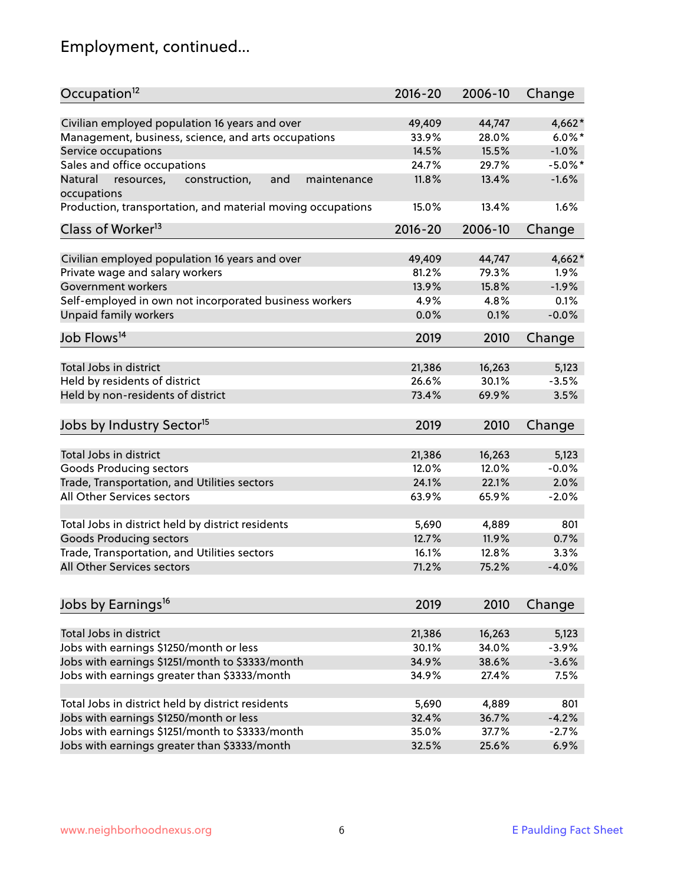## Employment, continued...

| Occupation[12] | 2016-20 | 2006-10 | Change |
|---|---|---|---|
| Civilian employed population 16 years and over | 49,409 | 44,747 | 4,662* |
| Management, business, science, and arts occupations | 33.9% | 28.0% | 6.0%* |
| Service occupations | 14.5% | 15.5% | -1.0% |
| Sales and office occupations | 24.7% | 29.7% | -5.0%* |
| Natural resources, construction, and maintenance occupations | 11.8% | 13.4% | -1.6% |
| Production, transportation, and material moving occupations | 15.0% | 13.4% | 1.6% |

| Class of Worker[13] | 2016-20 | 2006-10 | Change |
|---|---|---|---|
| Civilian employed population 16 years and over | 49,409 | 44,747 | 4,662* |
| Private wage and salary workers | 81.2% | 79.3% | 1.9% |
| Government workers | 13.9% | 15.8% | -1.9% |
| Self-employed in own not incorporated business workers | 4.9% | 4.8% | 0.1% |
| Unpaid family workers | 0.0% | 0.1% | -0.0% |

| Job Flows[14] | 2019 | 2010 | Change |
|---|---|---|---|
| Total Jobs in district | 21,386 | 16,263 | 5,123 |
| Held by residents of district | 26.6% | 30.1% | -3.5% |
| Held by non-residents of district | 73.4% | 69.9% | 3.5% |

| Jobs by Industry Sector[15] | 2019 | 2010 | Change |
|---|---|---|---|
| Total Jobs in district | 21,386 | 16,263 | 5,123 |
| Goods Producing sectors | 12.0% | 12.0% | -0.0% |
| Trade, Transportation, and Utilities sectors | 24.1% | 22.1% | 2.0% |
| All Other Services sectors | 63.9% | 65.9% | -2.0% |
| | | | |
| Total Jobs in district held by district residents | 5,690 | 4,889 | 801 |
| Goods Producing sectors | 12.7% | 11.9% | 0.7% |
| Trade, Transportation, and Utilities sectors | 16.1% | 12.8% | 3.3% |
| All Other Services sectors | 71.2% | 75.2% | -4.0% |

| Jobs by Earnings[16] | 2019 | 2010 | Change |
|---|---|---|---|
| Total Jobs in district | 21,386 | 16,263 | 5,123 |
| Jobs with earnings $1250/month or less | 30.1% | 34.0% | -3.9% |
| Jobs with earnings $1251/month to $3333/month | 34.9% | 38.6% | -3.6% |
| Jobs with earnings greater than $3333/month | 34.9% | 27.4% | 7.5% |
| | | | |
| Total Jobs in district held by district residents | 5,690 | 4,889 | 801 |
| Jobs with earnings $1250/month or less | 32.4% | 36.7% | -4.2% |
| Jobs with earnings $1251/month to $3333/month | 35.0% | 37.7% | -2.7% |
| Jobs with earnings greater than $3333/month | 32.5% | 25.6% | 6.9% |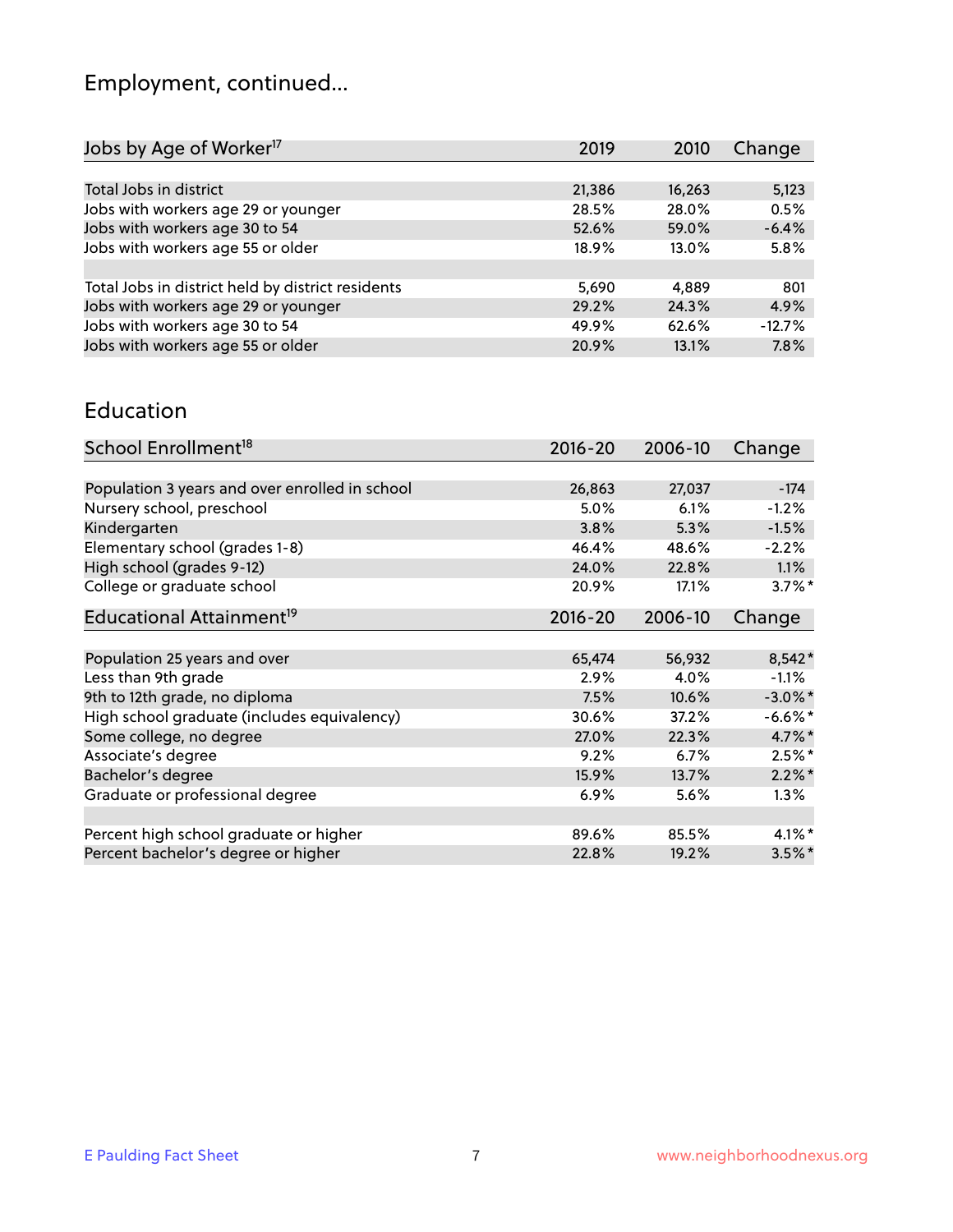## Employment, continued...

| Jobs by Age of Worker[17] | 2019 | 2010 | Change |
|---|---|---|---|
| Total Jobs in district | 21,386 | 16,263 | 5,123 |
| Jobs with workers age 29 or younger | 28.5% | 28.0% | 0.5% |
| Jobs with workers age 30 to 54 | 52.6% | 59.0% | -6.4% |
| Jobs with workers age 55 or older | 18.9% | 13.0% | 5.8% |
| | | | |
| Total Jobs in district held by district residents | 5,690 | 4,889 | 801 |
| Jobs with workers age 29 or younger | 29.2% | 24.3% | 4.9% |
| Jobs with workers age 30 to 54 | 49.9% | 62.6% | -12.7% |
| Jobs with workers age 55 or older | 20.9% | 13.1% | 7.8% |

## Education

| School Enrollment[18] | 2016-20 | 2006-10 | Change |
|---|---|---|---|
| Population 3 years and over enrolled in school | 26,863 | 27,037 | -174 |
| Nursery school, preschool | 5.0% | 6.1% | -1.2% |
| Kindergarten | 3.8% | 5.3% | -1.5% |
| Elementary school (grades 1-8) | 46.4% | 48.6% | -2.2% |
| High school (grades 9-12) | 24.0% | 22.8% | 1.1% |
| College or graduate school | 20.9% | 17.1% | 3.7%* |

| Educational Attainment[19] | 2016-20 | 2006-10 | Change |
|---|---|---|---|
| Population 25 years and over | 65,474 | 56,932 | 8,542* |
| Less than 9th grade | 2.9% | 4.0% | -1.1% |
| 9th to 12th grade, no diploma | 7.5% | 10.6% | -3.0%* |
| High school graduate (includes equivalency) | 30.6% | 37.2% | -6.6%* |
| Some college, no degree | 27.0% | 22.3% | 4.7%* |
| Associate's degree | 9.2% | 6.7% | 2.5%* |
| Bachelor's degree | 15.9% | 13.7% | 2.2%* |
| Graduate or professional degree | 6.9% | 5.6% | 1.3% |
| | | | |
| Percent high school graduate or higher | 89.6% | 85.5% | 4.1%* |
| Percent bachelor's degree or higher | 22.8% | 19.2% | 3.5%* |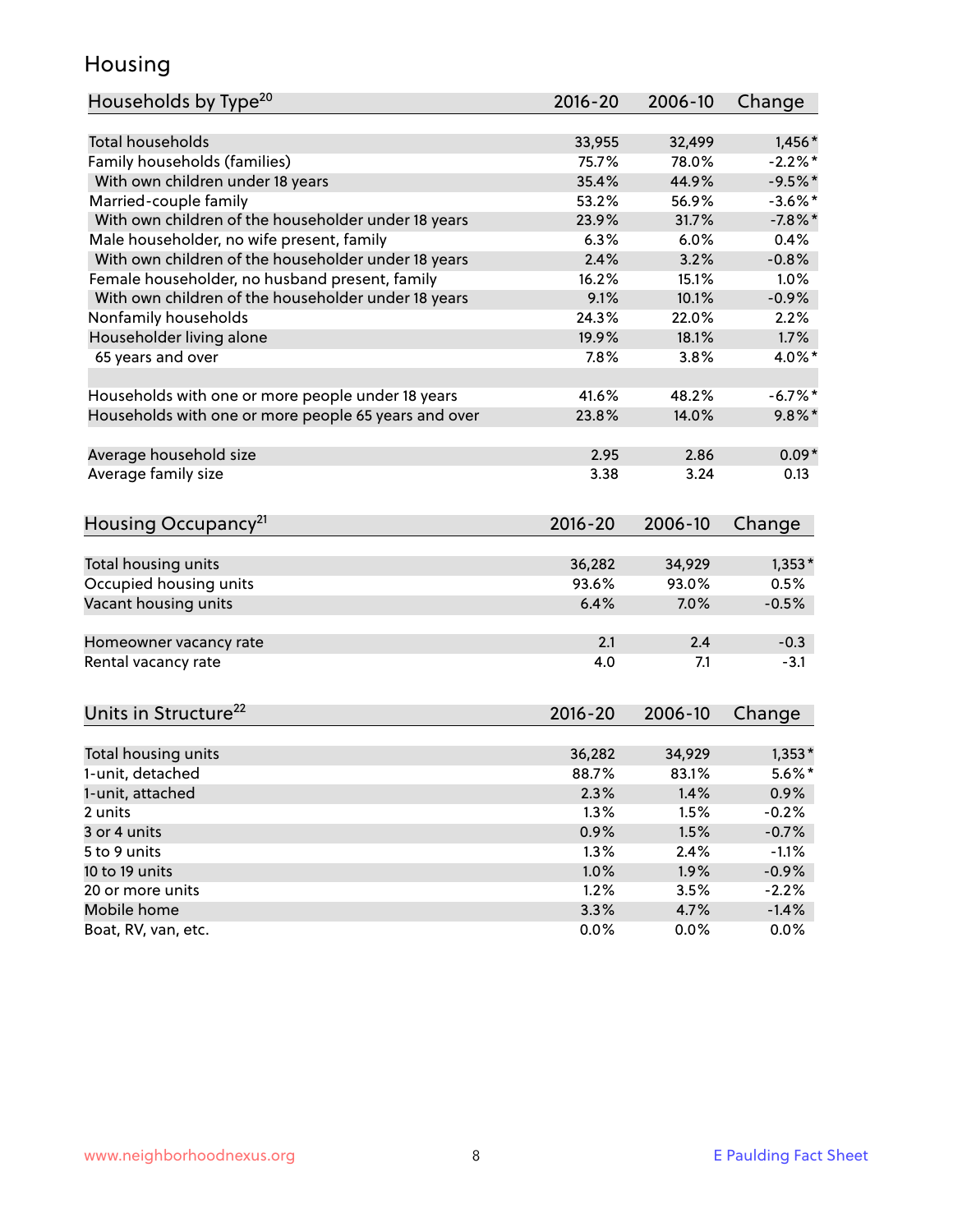# Housing

| Households by Type[20] | 2016-20 | 2006-10 | Change |
|---|---|---|---|
| Total households | 33,955 | 32,499 | 1,456* |
| Family households (families) | 75.7% | 78.0% | -2.2%* |
| With own children under 18 years | 35.4% | 44.9% | -9.5%* |
| Married-couple family | 53.2% | 56.9% | -3.6%* |
| With own children of the householder under 18 years | 23.9% | 31.7% | -7.8%* |
| Male householder, no wife present, family | 6.3% | 6.0% | 0.4% |
| With own children of the householder under 18 years | 2.4% | 3.2% | -0.8% |
| Female householder, no husband present, family | 16.2% | 15.1% | 1.0% |
| With own children of the householder under 18 years | 9.1% | 10.1% | -0.9% |
| Nonfamily households | 24.3% | 22.0% | 2.2% |
| Householder living alone | 19.9% | 18.1% | 1.7% |
| 65 years and over | 7.8% | 3.8% | 4.0%* |
| | | | |
| Households with one or more people under 18 years | 41.6% | 48.2% | -6.7%* |
| Households with one or more people 65 years and over | 23.8% | 14.0% | 9.8%* |
| | | | |
| Average household size | 2.95 | 2.86 | 0.09* |
| Average family size | 3.38 | 3.24 | 0.13 |

| Housing Occupancy[21] | 2016-20 | 2006-10 | Change |
|---|---|---|---|
| Total housing units | 36,282 | 34,929 | 1,353* |
| Occupied housing units | 93.6% | 93.0% | 0.5% |
| Vacant housing units | 6.4% | 7.0% | -0.5% |
| | | | |
| Homeowner vacancy rate | 2.1 | 2.4 | -0.3 |
| Rental vacancy rate | 4.0 | 7.1 | -3.1 |

| Units in Structure[22] | 2016-20 | 2006-10 | Change |
|---|---|---|---|
| Total housing units | 36,282 | 34,929 | 1,353* |
| 1-unit, detached | 88.7% | 83.1% | 5.6%* |
| 1-unit, attached | 2.3% | 1.4% | 0.9% |
| 2 units | 1.3% | 1.5% | -0.2% |
| 3 or 4 units | 0.9% | 1.5% | -0.7% |
| 5 to 9 units | 1.3% | 2.4% | -1.1% |
| 10 to 19 units | 1.0% | 1.9% | -0.9% |
| 20 or more units | 1.2% | 3.5% | -2.2% |
| Mobile home | 3.3% | 4.7% | -1.4% |
| Boat, RV, van, etc. | 0.0% | 0.0% | 0.0% |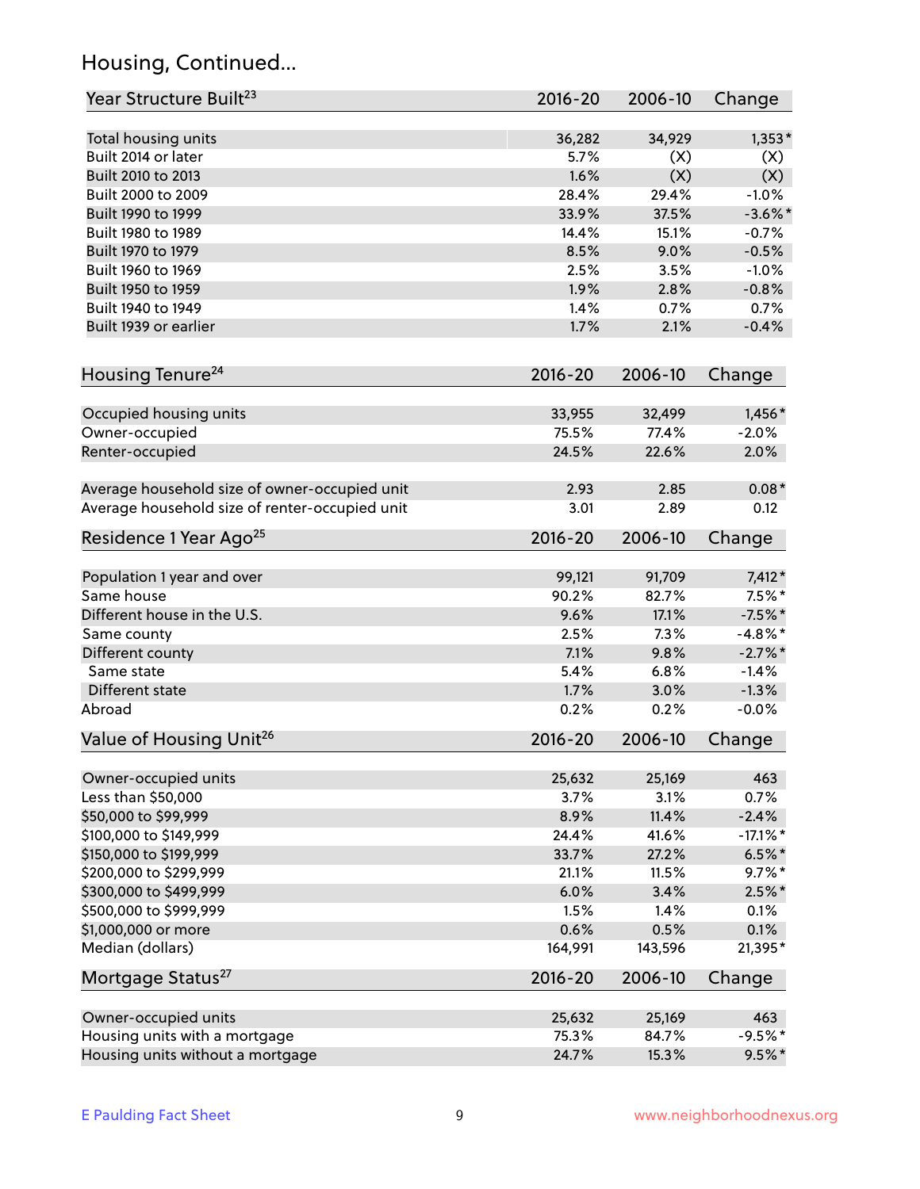## Housing, Continued...

| Year Structure Built[23] | 2016-20 | 2006-10 | Change |
|---|---|---|---|
| Total housing units | 36,282 | 34,929 | 1,353* |
| Built 2014 or later | 5.7% | (X) | (X) |
| Built 2010 to 2013 | 1.6% | (X) | (X) |
| Built 2000 to 2009 | 28.4% | 29.4% | -1.0% |
| Built 1990 to 1999 | 33.9% | 37.5% | -3.6%* |
| Built 1980 to 1989 | 14.4% | 15.1% | -0.7% |
| Built 1970 to 1979 | 8.5% | 9.0% | -0.5% |
| Built 1960 to 1969 | 2.5% | 3.5% | -1.0% |
| Built 1950 to 1959 | 1.9% | 2.8% | -0.8% |
| Built 1940 to 1949 | 1.4% | 0.7% | 0.7% |
| Built 1939 or earlier | 1.7% | 2.1% | -0.4% |

| Housing Tenure[24] | 2016-20 | 2006-10 | Change |
|---|---|---|---|
| Occupied housing units | 33,955 | 32,499 | 1,456* |
| Owner-occupied | 75.5% | 77.4% | -2.0% |
| Renter-occupied | 24.5% | 22.6% | 2.0% |
| Average household size of owner-occupied unit | 2.93 | 2.85 | 0.08* |
| Average household size of renter-occupied unit | 3.01 | 2.89 | 0.12 |

| Residence 1 Year Ago[25] | 2016-20 | 2006-10 | Change |
|---|---|---|---|
| Population 1 year and over | 99,121 | 91,709 | 7,412* |
| Same house | 90.2% | 82.7% | 7.5%* |
| Different house in the U.S. | 9.6% | 17.1% | -7.5%* |
| Same county | 2.5% | 7.3% | -4.8%* |
| Different county | 7.1% | 9.8% | -2.7%* |
| Same state | 5.4% | 6.8% | -1.4% |
| Different state | 1.7% | 3.0% | -1.3% |
| Abroad | 0.2% | 0.2% | -0.0% |

| Value of Housing Unit[26] | 2016-20 | 2006-10 | Change |
|---|---|---|---|
| Owner-occupied units | 25,632 | 25,169 | 463 |
| Less than $50,000 | 3.7% | 3.1% | 0.7% |
| $50,000 to $99,999 | 8.9% | 11.4% | -2.4% |
| $100,000 to $149,999 | 24.4% | 41.6% | -17.1%* |
| $150,000 to $199,999 | 33.7% | 27.2% | 6.5%* |
| $200,000 to $299,999 | 21.1% | 11.5% | 9.7%* |
| $300,000 to $499,999 | 6.0% | 3.4% | 2.5%* |
| $500,000 to $999,999 | 1.5% | 1.4% | 0.1% |
| $1,000,000 or more | 0.6% | 0.5% | 0.1% |
| Median (dollars) | 164,991 | 143,596 | 21,395* |

| Mortgage Status[27] | 2016-20 | 2006-10 | Change |
|---|---|---|---|
| Owner-occupied units | 25,632 | 25,169 | 463 |
| Housing units with a mortgage | 75.3% | 84.7% | -9.5%* |
| Housing units without a mortgage | 24.7% | 15.3% | 9.5%* |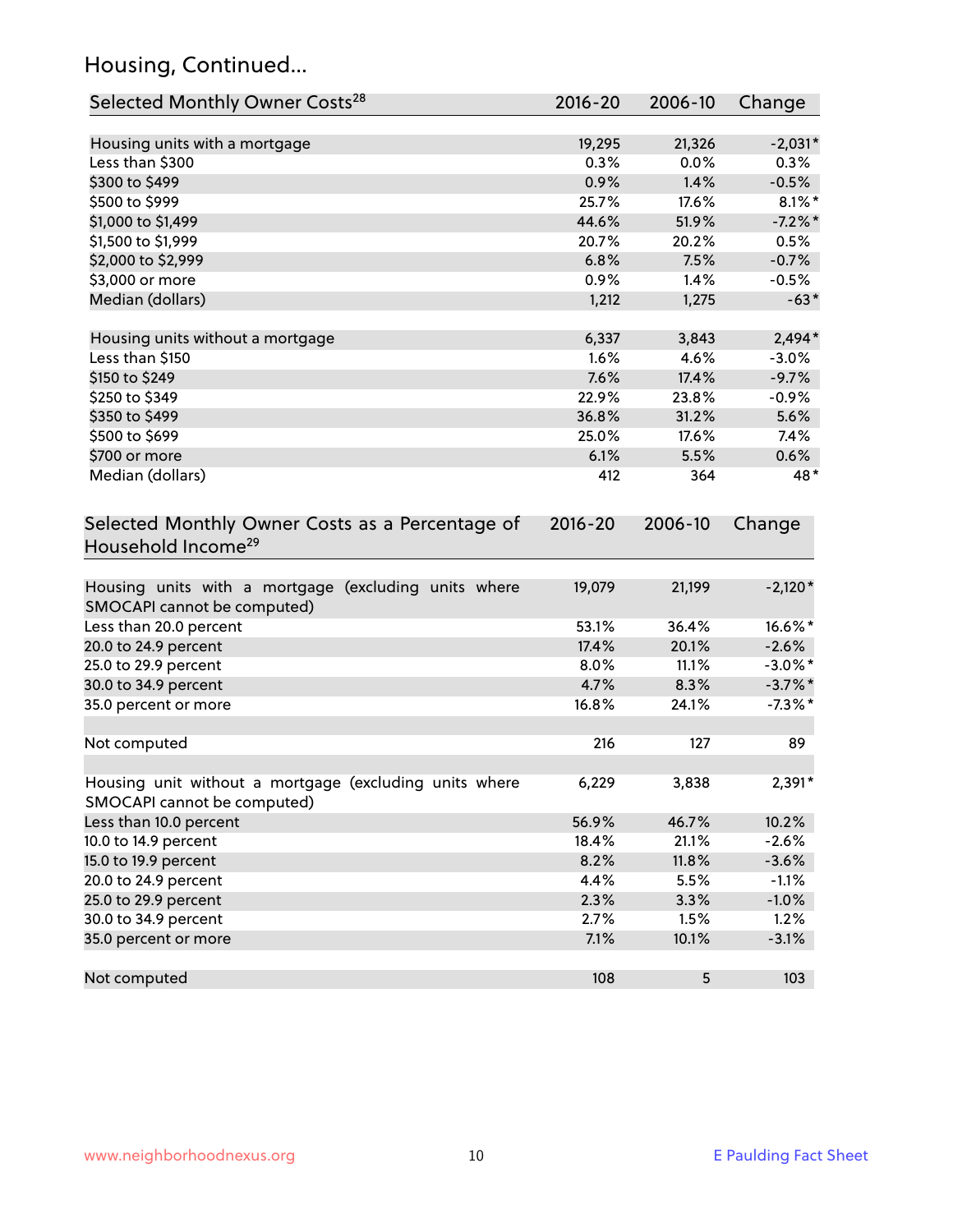## Housing, Continued...

| Selected Monthly Owner Costs[28] | 2016-20 | 2006-10 | Change |
|---|---|---|---|
| Housing units with a mortgage | 19,295 | 21,326 | -2,031* |
| Less than $300 | 0.3% | 0.0% | 0.3% |
| $300 to $499 | 0.9% | 1.4% | -0.5% |
| $500 to $999 | 25.7% | 17.6% | 8.1%* |
| $1,000 to $1,499 | 44.6% | 51.9% | -7.2%* |
| $1,500 to $1,999 | 20.7% | 20.2% | 0.5% |
| $2,000 to $2,999 | 6.8% | 7.5% | -0.7% |
| $3,000 or more | 0.9% | 1.4% | -0.5% |
| Median (dollars) | 1,212 | 1,275 | -63* |
| | | | |
| Housing units without a mortgage | 6,337 | 3,843 | 2,494* |
| Less than $150 | 1.6% | 4.6% | -3.0% |
| $150 to $249 | 7.6% | 17.4% | -9.7% |
| $250 to $349 | 22.9% | 23.8% | -0.9% |
| $350 to $499 | 36.8% | 31.2% | 5.6% |
| $500 to $699 | 25.0% | 17.6% | 7.4% |
| $700 or more | 6.1% | 5.5% | 0.6% |
| Median (dollars) | 412 | 364 | 48* |

| Selected Monthly Owner Costs as a Percentage of Household Income[29] | 2016-20 | 2006-10 | Change |
|---|---|---|---|
| Housing units with a mortgage (excluding units where SMOCAPI cannot be computed) | 19,079 | 21,199 | -2,120* |
| Less than 20.0 percent | 53.1% | 36.4% | 16.6%* |
| 20.0 to 24.9 percent | 17.4% | 20.1% | -2.6% |
| 25.0 to 29.9 percent | 8.0% | 11.1% | -3.0%* |
| 30.0 to 34.9 percent | 4.7% | 8.3% | -3.7%* |
| 35.0 percent or more | 16.8% | 24.1% | -7.3%* |
| | | | |
| Not computed | 216 | 127 | 89 |
| | | | |
| Housing unit without a mortgage (excluding units where SMOCAPI cannot be computed) | 6,229 | 3,838 | 2,391* |
| Less than 10.0 percent | 56.9% | 46.7% | 10.2% |
| 10.0 to 14.9 percent | 18.4% | 21.1% | -2.6% |
| 15.0 to 19.9 percent | 8.2% | 11.8% | -3.6% |
| 20.0 to 24.9 percent | 4.4% | 5.5% | -1.1% |
| 25.0 to 29.9 percent | 2.3% | 3.3% | -1.0% |
| 30.0 to 34.9 percent | 2.7% | 1.5% | 1.2% |
| 35.0 percent or more | 7.1% | 10.1% | -3.1% |
| | | | |
| Not computed | 108 | 5 | 103 |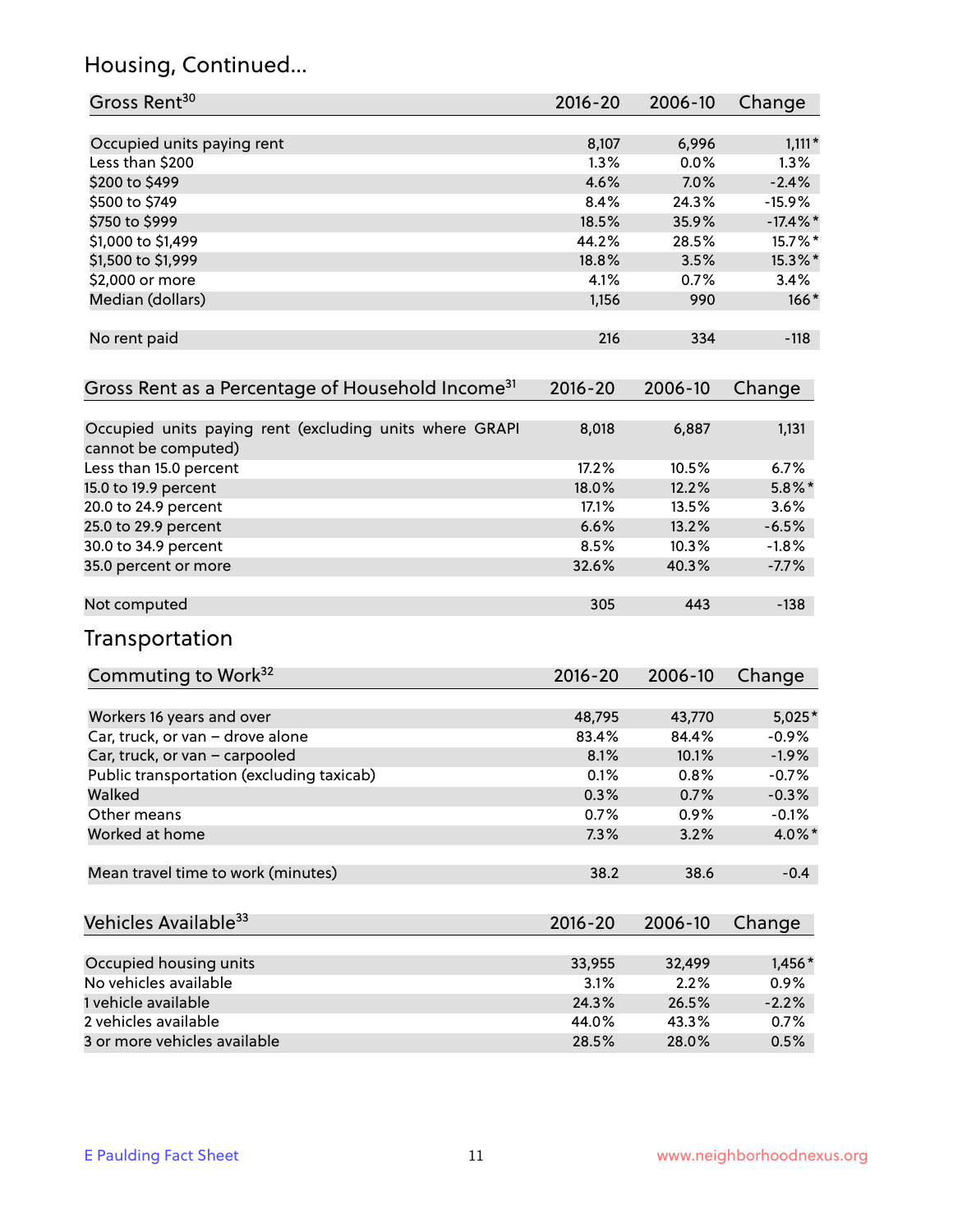## Housing, Continued...

| Gross Rent[30] | 2016-20 | 2006-10 | Change |
|---|---|---|---|
| Occupied units paying rent | 8,107 | 6,996 | 1,111* |
| Less than $200 | 1.3% | 0.0% | 1.3% |
| $200 to $499 | 4.6% | 7.0% | -2.4% |
| $500 to $749 | 8.4% | 24.3% | -15.9% |
| $750 to $999 | 18.5% | 35.9% | -17.4%* |
| $1,000 to $1,499 | 44.2% | 28.5% | 15.7%* |
| $1,500 to $1,999 | 18.8% | 3.5% | 15.3%* |
| $2,000 or more | 4.1% | 0.7% | 3.4% |
| Median (dollars) | 1,156 | 990 | 166* |
| No rent paid | 216 | 334 | -118 |

| Gross Rent as a Percentage of Household Income[31] | 2016-20 | 2006-10 | Change |
|---|---|---|---|
| Occupied units paying rent (excluding units where GRAPI cannot be computed) | 8,018 | 6,887 | 1,131 |
| Less than 15.0 percent | 17.2% | 10.5% | 6.7% |
| 15.0 to 19.9 percent | 18.0% | 12.2% | 5.8%* |
| 20.0 to 24.9 percent | 17.1% | 13.5% | 3.6% |
| 25.0 to 29.9 percent | 6.6% | 13.2% | -6.5% |
| 30.0 to 34.9 percent | 8.5% | 10.3% | -1.8% |
| 35.0 percent or more | 32.6% | 40.3% | -7.7% |
| Not computed | 305 | 443 | -138 |

## Transportation

| Commuting to Work[32] | 2016-20 | 2006-10 | Change |
|---|---|---|---|
| Workers 16 years and over | 48,795 | 43,770 | 5,025* |
| Car, truck, or van – drove alone | 83.4% | 84.4% | -0.9% |
| Car, truck, or van – carpooled | 8.1% | 10.1% | -1.9% |
| Public transportation (excluding taxicab) | 0.1% | 0.8% | -0.7% |
| Walked | 0.3% | 0.7% | -0.3% |
| Other means | 0.7% | 0.9% | -0.1% |
| Worked at home | 7.3% | 3.2% | 4.0%* |
| Mean travel time to work (minutes) | 38.2 | 38.6 | -0.4 |

| Vehicles Available[33] | 2016-20 | 2006-10 | Change |
|---|---|---|---|
| Occupied housing units | 33,955 | 32,499 | 1,456* |
| No vehicles available | 3.1% | 2.2% | 0.9% |
| 1 vehicle available | 24.3% | 26.5% | -2.2% |
| 2 vehicles available | 44.0% | 43.3% | 0.7% |
| 3 or more vehicles available | 28.5% | 28.0% | 0.5% |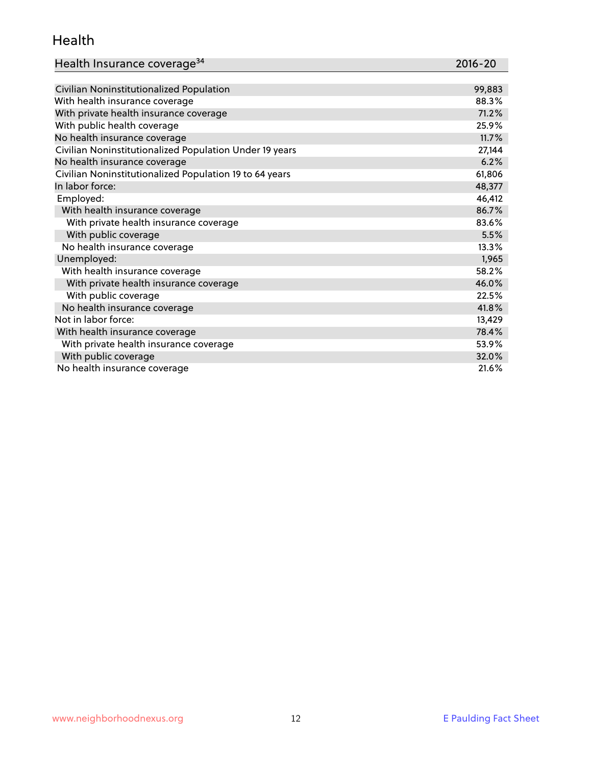## Health

| Health Insurance coverage[34] | 2016-20 |
|---|---|
| Civilian Noninstitutionalized Population | 99,883 |
| With health insurance coverage | 88.3% |
| With private health insurance coverage | 71.2% |
| With public health coverage | 25.9% |
| No health insurance coverage | 11.7% |
| Civilian Noninstitutionalized Population Under 19 years | 27,144 |
| No health insurance coverage | 6.2% |
| Civilian Noninstitutionalized Population 19 to 64 years | 61,806 |
| In labor force: | 48,377 |
| Employed: | 46,412 |
| With health insurance coverage | 86.7% |
| With private health insurance coverage | 83.6% |
| With public coverage | 5.5% |
| No health insurance coverage | 13.3% |
| Unemployed: | 1,965 |
| With health insurance coverage | 58.2% |
| With private health insurance coverage | 46.0% |
| With public coverage | 22.5% |
| No health insurance coverage | 41.8% |
| Not in labor force: | 13,429 |
| With health insurance coverage | 78.4% |
| With private health insurance coverage | 53.9% |
| With public coverage | 32.0% |
| No health insurance coverage | 21.6% |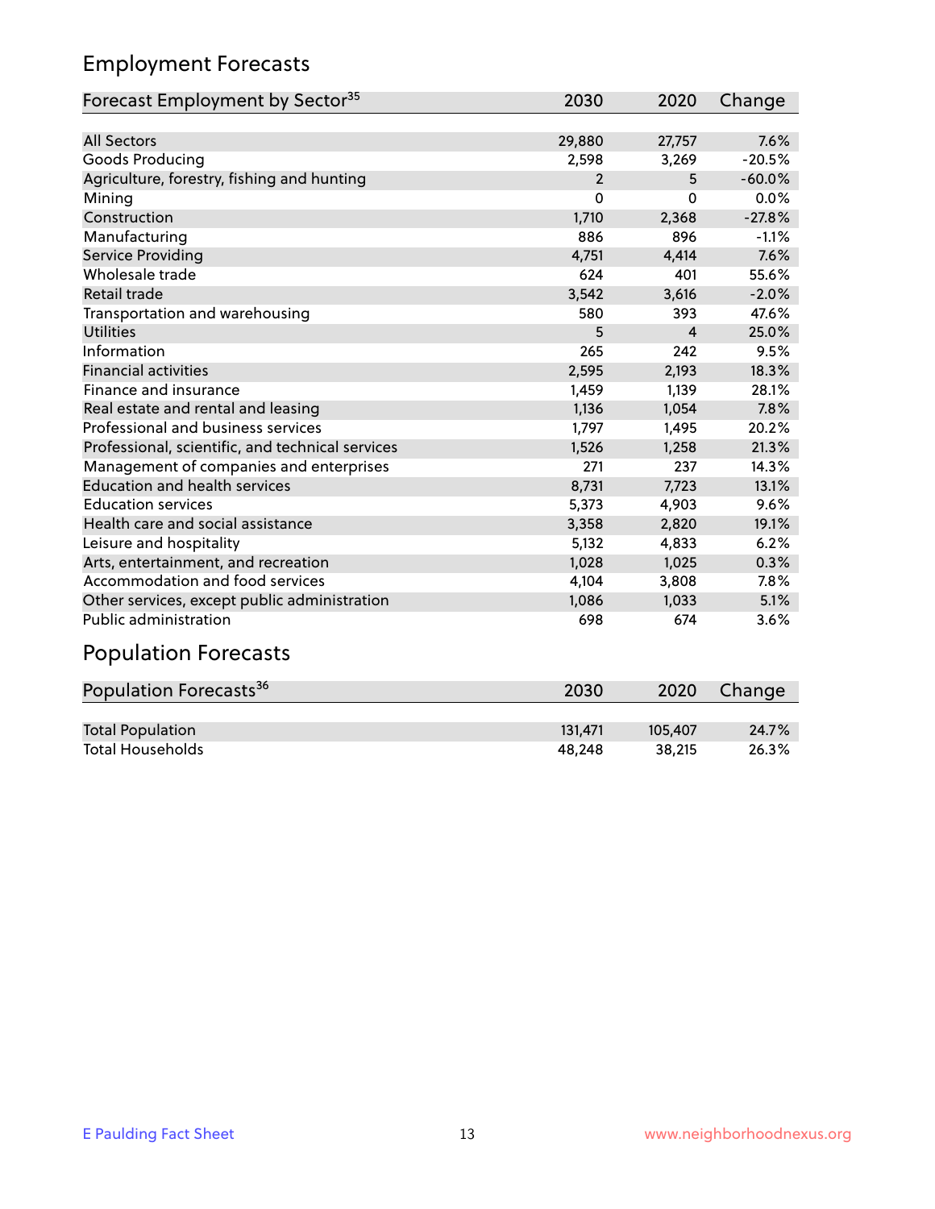## Employment Forecasts

| Forecast Employment by Sector[35] | 2030 | 2020 | Change |
|---|---|---|---|
| All Sectors | 29,880 | 27,757 | 7.6% |
| Goods Producing | 2,598 | 3,269 | -20.5% |
| Agriculture, forestry, fishing and hunting | 2 | 5 | -60.0% |
| Mining | 0 | 0 | 0.0% |
| Construction | 1,710 | 2,368 | -27.8% |
| Manufacturing | 886 | 896 | -1.1% |
| Service Providing | 4,751 | 4,414 | 7.6% |
| Wholesale trade | 624 | 401 | 55.6% |
| Retail trade | 3,542 | 3,616 | -2.0% |
| Transportation and warehousing | 580 | 393 | 47.6% |
| Utilities | 5 | 4 | 25.0% |
| Information | 265 | 242 | 9.5% |
| Financial activities | 2,595 | 2,193 | 18.3% |
| Finance and insurance | 1,459 | 1,139 | 28.1% |
| Real estate and rental and leasing | 1,136 | 1,054 | 7.8% |
| Professional and business services | 1,797 | 1,495 | 20.2% |
| Professional, scientific, and technical services | 1,526 | 1,258 | 21.3% |
| Management of companies and enterprises | 271 | 237 | 14.3% |
| Education and health services | 8,731 | 7,723 | 13.1% |
| Education services | 5,373 | 4,903 | 9.6% |
| Health care and social assistance | 3,358 | 2,820 | 19.1% |
| Leisure and hospitality | 5,132 | 4,833 | 6.2% |
| Arts, entertainment, and recreation | 1,028 | 1,025 | 0.3% |
| Accommodation and food services | 4,104 | 3,808 | 7.8% |
| Other services, except public administration | 1,086 | 1,033 | 5.1% |
| Public administration | 698 | 674 | 3.6% |

## Population Forecasts

| Population Forecasts[36] | 2030 | 2020 | Change |
|---|---|---|---|
| Total Population | 131,471 | 105,407 | 24.7% |
| Total Households | 48,248 | 38,215 | 26.3% |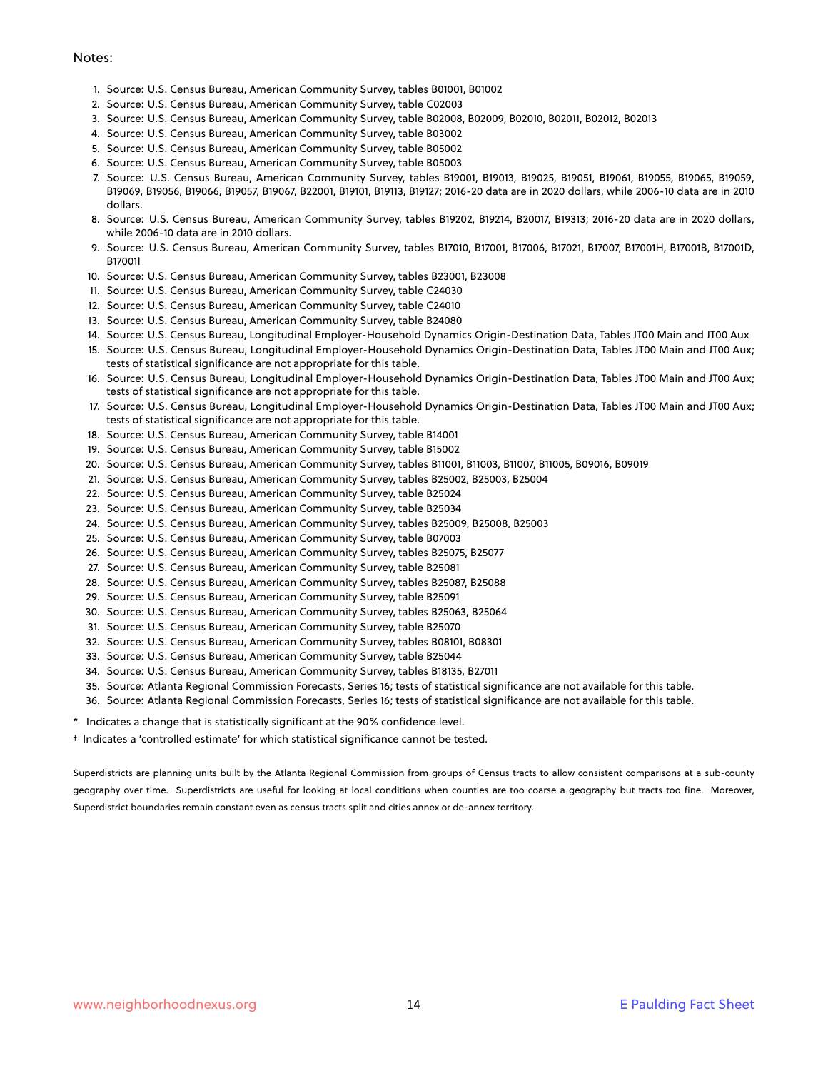Notes:

1. Source: U.S. Census Bureau, American Community Survey, tables B01001, B01002
2. Source: U.S. Census Bureau, American Community Survey, table C02003
3. Source: U.S. Census Bureau, American Community Survey, table B02008, B02009, B02010, B02011, B02012, B02013
4. Source: U.S. Census Bureau, American Community Survey, table B03002
5. Source: U.S. Census Bureau, American Community Survey, table B05002
6. Source: U.S. Census Bureau, American Community Survey, table B05003
7. Source: U.S. Census Bureau, American Community Survey, tables B19001, B19013, B19025, B19051, B19061, B19055, B19065, B19059, B19069, B19056, B19066, B19057, B19067, B22001, B19101, B19113, B19127; 2016-20 data are in 2020 dollars, while 2006-10 data are in 2010 dollars.
8. Source: U.S. Census Bureau, American Community Survey, tables B19202, B19214, B20017, B19313; 2016-20 data are in 2020 dollars, while 2006-10 data are in 2010 dollars.
9. Source: U.S. Census Bureau, American Community Survey, tables B17010, B17001, B17006, B17021, B17007, B17001H, B17001B, B17001D, B17001I
10. Source: U.S. Census Bureau, American Community Survey, tables B23001, B23008
11. Source: U.S. Census Bureau, American Community Survey, table C24030
12. Source: U.S. Census Bureau, American Community Survey, table C24010
13. Source: U.S. Census Bureau, American Community Survey, table B24080
14. Source: U.S. Census Bureau, Longitudinal Employer-Household Dynamics Origin-Destination Data, Tables JT00 Main and JT00 Aux
15. Source: U.S. Census Bureau, Longitudinal Employer-Household Dynamics Origin-Destination Data, Tables JT00 Main and JT00 Aux; tests of statistical significance are not appropriate for this table.
16. Source: U.S. Census Bureau, Longitudinal Employer-Household Dynamics Origin-Destination Data, Tables JT00 Main and JT00 Aux; tests of statistical significance are not appropriate for this table.
17. Source: U.S. Census Bureau, Longitudinal Employer-Household Dynamics Origin-Destination Data, Tables JT00 Main and JT00 Aux; tests of statistical significance are not appropriate for this table.
18. Source: U.S. Census Bureau, American Community Survey, table B14001
19. Source: U.S. Census Bureau, American Community Survey, table B15002
20. Source: U.S. Census Bureau, American Community Survey, tables B11001, B11003, B11007, B11005, B09016, B09019
21. Source: U.S. Census Bureau, American Community Survey, tables B25002, B25003, B25004
22. Source: U.S. Census Bureau, American Community Survey, table B25024
23. Source: U.S. Census Bureau, American Community Survey, table B25034
24. Source: U.S. Census Bureau, American Community Survey, tables B25009, B25008, B25003
25. Source: U.S. Census Bureau, American Community Survey, table B07003
26. Source: U.S. Census Bureau, American Community Survey, tables B25075, B25077
27. Source: U.S. Census Bureau, American Community Survey, table B25081
28. Source: U.S. Census Bureau, American Community Survey, tables B25087, B25088
29. Source: U.S. Census Bureau, American Community Survey, table B25091
30. Source: U.S. Census Bureau, American Community Survey, tables B25063, B25064
31. Source: U.S. Census Bureau, American Community Survey, table B25070
32. Source: U.S. Census Bureau, American Community Survey, tables B08101, B08301
33. Source: U.S. Census Bureau, American Community Survey, table B25044
34. Source: U.S. Census Bureau, American Community Survey, tables B18135, B27011
35. Source: Atlanta Regional Commission Forecasts, Series 16; tests of statistical significance are not available for this table.
36. Source: Atlanta Regional Commission Forecasts, Series 16; tests of statistical significance are not available for this table.

\* Indicates a change that is statistically significant at the 90% confidence level.

† Indicates a 'controlled estimate' for which statistical significance cannot be tested.

Superdistricts are planning units built by the Atlanta Regional Commission from groups of Census tracts to allow consistent comparisons at a sub-county geography over time. Superdistricts are useful for looking at local conditions when counties are too coarse a geography but tracts too fine. Moreover, Superdistrict boundaries remain constant even as census tracts split and cities annex or de-annex territory.